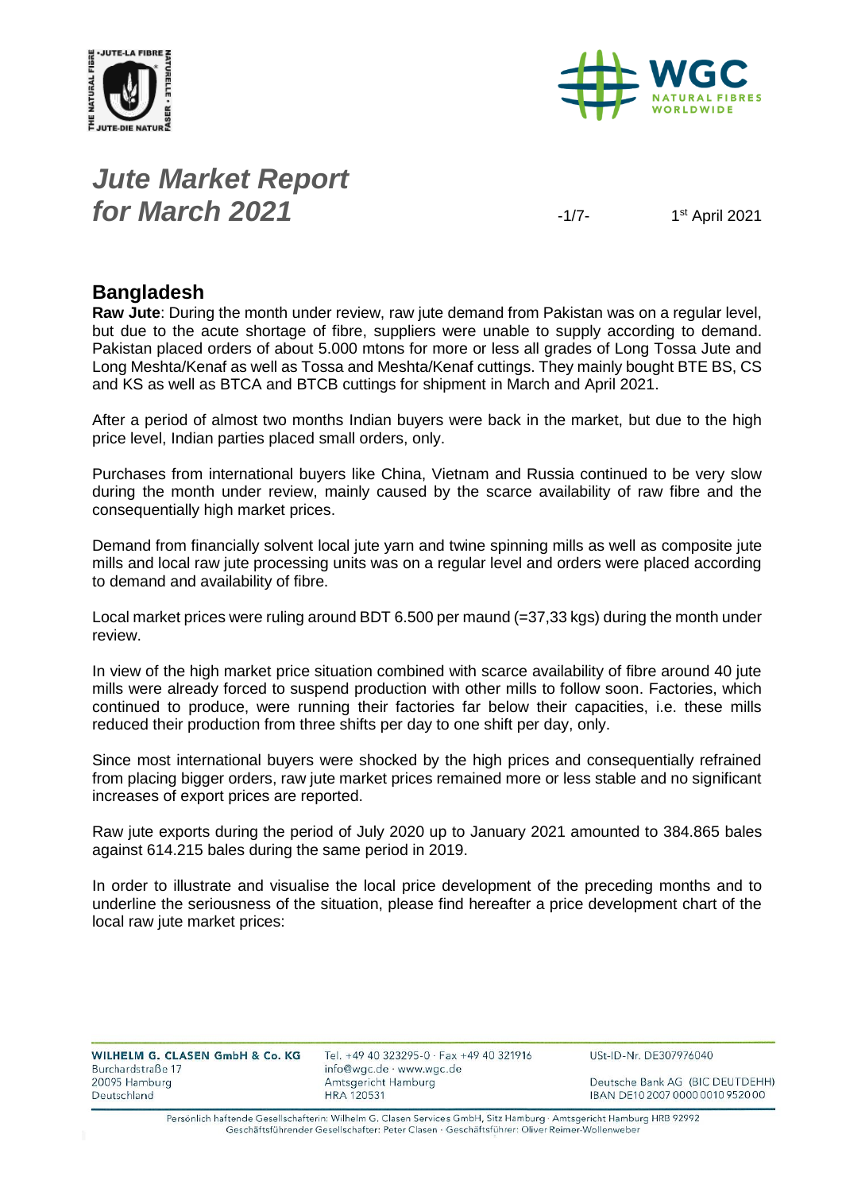# *Jute Market Report for March 2021*

1st April 2021

## Bangladesh

**Raw Jute**: During the month under review, raw jute demand from Pakistan was on a regular level, but due to the acute shortage of fibre, suppliers were unable to supply according to demand. Pakistan placed orders of about 5.000 mtons for more or less all grades of Long Tossa Jute and Long Meshta/Kenaf as well as Tossa and Meshta/Kenaf cuttings. They mainly bought BTE BS, CS and KS as well as BTCA and BTCB cuttings for shipment in March and April 2021.

After a period of almost two months Indian buyers were back in the market, but due to the high price level, Indian parties placed small orders, only.

Purchases from international buyers like China, Vietnam and Russia continued to be very slow during the month under review, mainly caused by the scarce availability of raw fibre and the consequentially high market prices.

Demand from financially solvent local jute yarn and twine spinning mills as well as composite jute mills and local raw jute processing units was on a regular level and orders were placed according to demand and availability of fibre.

Local market prices were ruling around BDT 6.500 per maund (=37,33 kgs) during the month under review.

In view of the high market price situation combined with scarce availability of fibre around 40 jute mills were already forced to suspend production with other mills to follow soon. Factories, which continued to produce, were running their factories far below their capacities, i.e. these mills reduced their production from three shifts per day to one shift per day, only.

Since most international buyers were shocked by the high prices and consequentially refrained from placing bigger orders, raw jute market prices remained more or less stable and no significant increases of export prices are reported.

Raw jute exports during the period of July 2020 up to January 2021 amounted to 384.865 bales against 614.215 bales during the same period in 2019.

In order to illustrate and visualise the local price development of the preceding months and to underline the seriousness of the situation, please find hereafter a price development chart of the local raw jute market prices: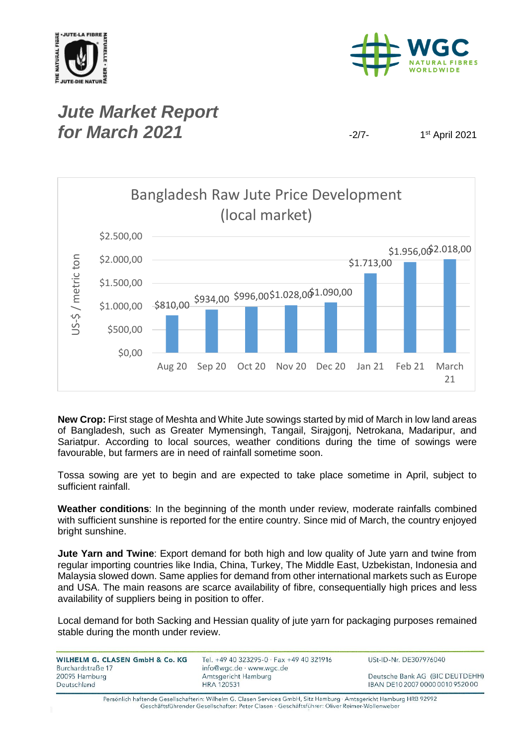**Bangladesh Raw Jute Price Development (local market)**

| Month | US-$ / metric ton |
|---|---|
| Aug 20 | $810,00 |
| Sep 20 | $934,00 |
| Oct 20 | $996,00 |
| Nov 20 | $1.028,00 |
| Dec 20 | $1.090,00 |
| Jan 21 | $1.713,00 |
| Feb 21 | $1.956,00 |
| March 21 | $2.018,00 |

**New Crop:** First stage of Meshta and White Jute sowings started by mid of March in low land areas of Bangladesh, such as Greater Mymensingh, Tangail, Sirajgonj, Netrokana, Madaripur, and Sariatpur. According to local sources, weather conditions during the time of sowings were favourable, but farmers are in need of rainfall sometime soon.

Tossa sowing are yet to begin and are expected to take place sometime in April, subject to sufficient rainfall.

**Weather conditions**: In the beginning of the month under review, moderate rainfalls combined with sufficient sunshine is reported for the entire country. Since mid of March, the country enjoyed bright sunshine.

**Jute Yarn and Twine**: Export demand for both high and low quality of Jute yarn and twine from regular importing countries like India, China, Turkey, The Middle East, Uzbekistan, Indonesia and Malaysia slowed down. Same applies for demand from other international markets such as Europe and USA. The main reasons are scarce availability of fibre, consequentially high prices and less availability of suppliers being in position to offer.

Local demand for both Sacking and Hessian quality of jute yarn for packaging purposes remained stable during the month under review.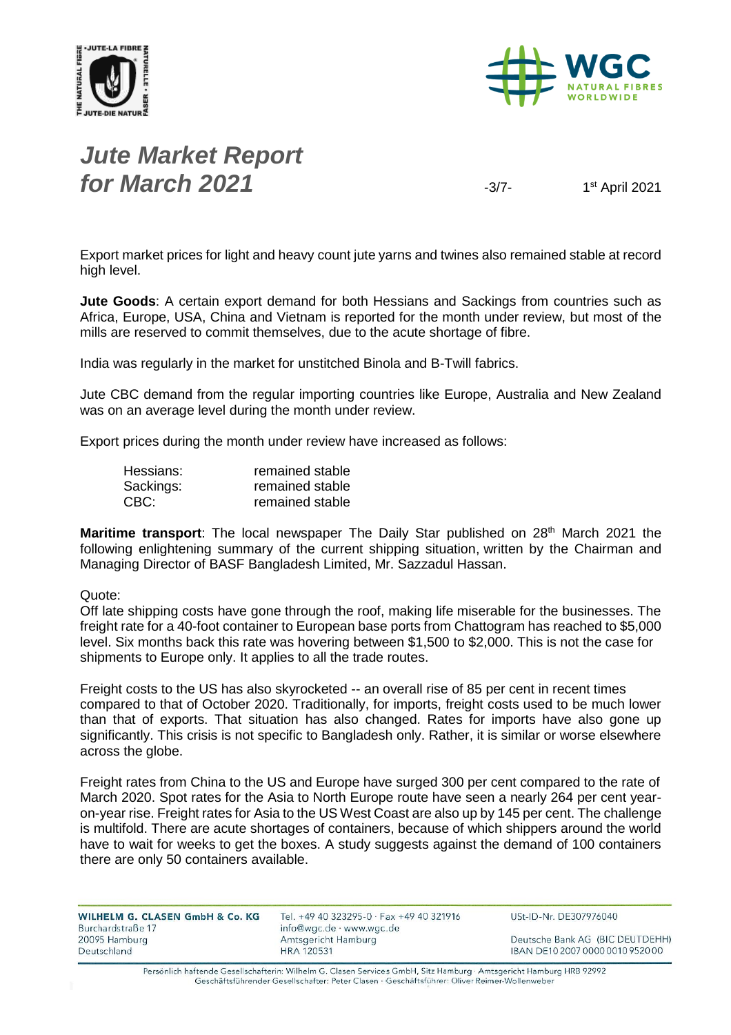# *Jute Market Report for March 2021*

1st April 2021

Export market prices for light and heavy count jute yarns and twines also remained stable at record high level.

**Jute Goods**: A certain export demand for both Hessians and Sackings from countries such as Africa, Europe, USA, China and Vietnam is reported for the month under review, but most of the mills are reserved to commit themselves, due to the acute shortage of fibre.

India was regularly in the market for unstitched Binola and B-Twill fabrics.

Jute CBC demand from the regular importing countries like Europe, Australia and New Zealand was on an average level during the month under review.

Export prices during the month under review have increased as follows:

| | |
|---|---|
| Hessians: | remained stable |
| Sackings: | remained stable |
| CBC: | remained stable |

**Maritime transport**: The local newspaper The Daily Star published on 28th March 2021 the following enlightening summary of the current shipping situation, written by the Chairman and Managing Director of BASF Bangladesh Limited, Mr. Sazzadul Hassan.

Quote:
Off late shipping costs have gone through the roof, making life miserable for the businesses. The freight rate for a 40-foot container to European base ports from Chattogram has reached to $5,000 level. Six months back this rate was hovering between $1,500 to $2,000. This is not the case for shipments to Europe only. It applies to all the trade routes.

Freight costs to the US has also skyrocketed -- an overall rise of 85 per cent in recent times compared to that of October 2020. Traditionally, for imports, freight costs used to be much lower than that of exports. That situation has also changed. Rates for imports have also gone up significantly. This crisis is not specific to Bangladesh only. Rather, it is similar or worse elsewhere across the globe.

Freight rates from China to the US and Europe have surged 300 per cent compared to the rate of March 2020. Spot rates for the Asia to North Europe route have seen a nearly 264 per cent year-on-year rise. Freight rates for Asia to the US West Coast are also up by 145 per cent. The challenge is multifold. There are acute shortages of containers, because of which shippers around the world have to wait for weeks to get the boxes. A study suggests against the demand of 100 containers there are only 50 containers available.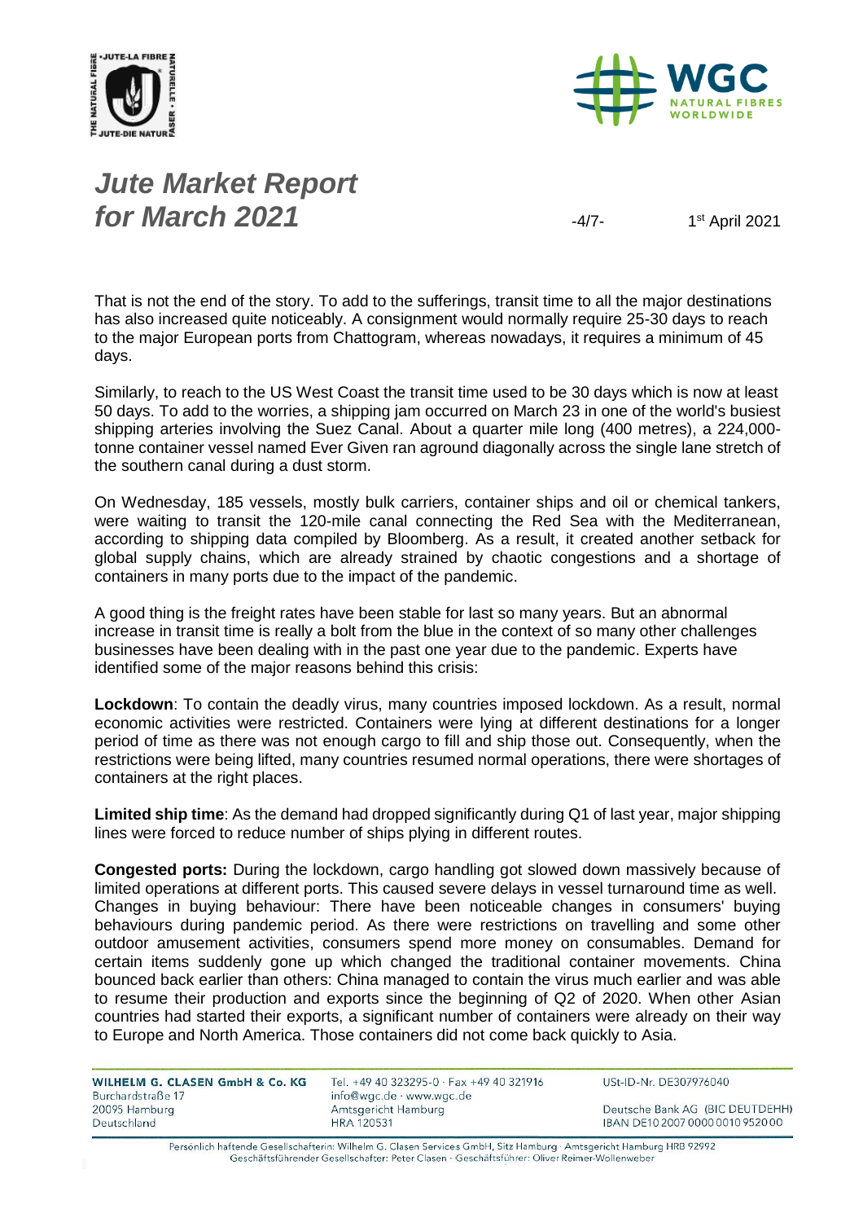That is not the end of the story. To add to the sufferings, transit time to all the major destinations has also increased quite noticeably. A consignment would normally require 25-30 days to reach to the major European ports from Chattogram, whereas nowadays, it requires a minimum of 45 days.

Similarly, to reach to the US West Coast the transit time used to be 30 days which is now at least 50 days. To add to the worries, a shipping jam occurred on March 23 in one of the world's busiest shipping arteries involving the Suez Canal. About a quarter mile long (400 metres), a 224,000-tonne container vessel named Ever Given ran aground diagonally across the single lane stretch of the southern canal during a dust storm.

On Wednesday, 185 vessels, mostly bulk carriers, container ships and oil or chemical tankers, were waiting to transit the 120-mile canal connecting the Red Sea with the Mediterranean, according to shipping data compiled by Bloomberg. As a result, it created another setback for global supply chains, which are already strained by chaotic congestions and a shortage of containers in many ports due to the impact of the pandemic.

A good thing is the freight rates have been stable for last so many years. But an abnormal increase in transit time is really a bolt from the blue in the context of so many other challenges businesses have been dealing with in the past one year due to the pandemic. Experts have identified some of the major reasons behind this crisis:

**Lockdown**: To contain the deadly virus, many countries imposed lockdown. As a result, normal economic activities were restricted. Containers were lying at different destinations for a longer period of time as there was not enough cargo to fill and ship those out. Consequently, when the restrictions were being lifted, many countries resumed normal operations, there were shortages of containers at the right places.

**Limited ship time**: As the demand had dropped significantly during Q1 of last year, major shipping lines were forced to reduce number of ships plying in different routes.

**Congested ports:** During the lockdown, cargo handling got slowed down massively because of limited operations at different ports. This caused severe delays in vessel turnaround time as well. Changes in buying behaviour: There have been noticeable changes in consumers' buying behaviours during pandemic period. As there were restrictions on travelling and some other outdoor amusement activities, consumers spend more money on consumables. Demand for certain items suddenly gone up which changed the traditional container movements. China bounced back earlier than others: China managed to contain the virus much earlier and was able to resume their production and exports since the beginning of Q2 of 2020. When other Asian countries had started their exports, a significant number of containers were already on their way to Europe and North America. Those containers did not come back quickly to Asia.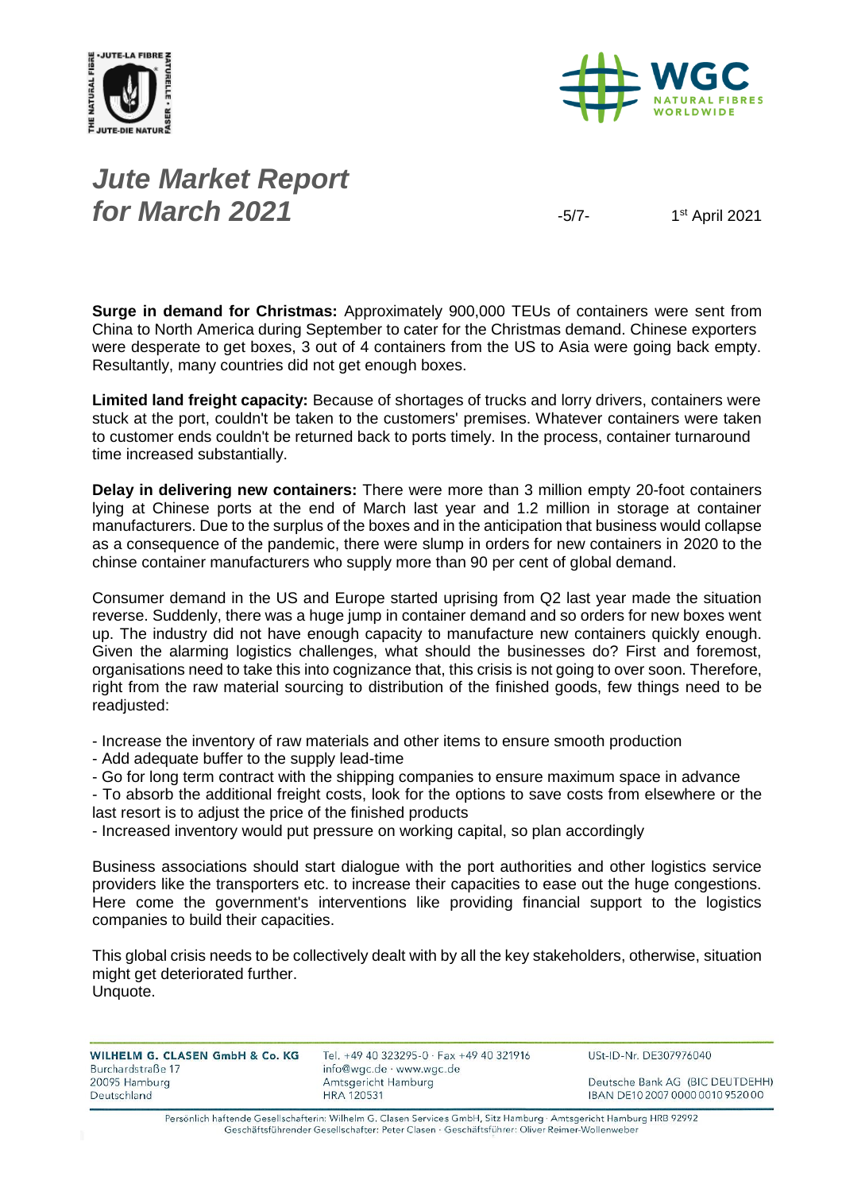**Surge in demand for Christmas:** Approximately 900,000 TEUs of containers were sent from China to North America during September to cater for the Christmas demand. Chinese exporters were desperate to get boxes, 3 out of 4 containers from the US to Asia were going back empty. Resultantly, many countries did not get enough boxes.

**Limited land freight capacity:** Because of shortages of trucks and lorry drivers, containers were stuck at the port, couldn't be taken to the customers' premises. Whatever containers were taken to customer ends couldn't be returned back to ports timely. In the process, container turnaround time increased substantially.

**Delay in delivering new containers:** There were more than 3 million empty 20-foot containers lying at Chinese ports at the end of March last year and 1.2 million in storage at container manufacturers. Due to the surplus of the boxes and in the anticipation that business would collapse as a consequence of the pandemic, there were slump in orders for new containers in 2020 to the chinse container manufacturers who supply more than 90 per cent of global demand.

Consumer demand in the US and Europe started uprising from Q2 last year made the situation reverse. Suddenly, there was a huge jump in container demand and so orders for new boxes went up. The industry did not have enough capacity to manufacture new containers quickly enough. Given the alarming logistics challenges, what should the businesses do? First and foremost, organisations need to take this into cognizance that, this crisis is not going to over soon. Therefore, right from the raw material sourcing to distribution of the finished goods, few things need to be readjusted:

- Increase the inventory of raw materials and other items to ensure smooth production
- Add adequate buffer to the supply lead-time
- Go for long term contract with the shipping companies to ensure maximum space in advance
- To absorb the additional freight costs, look for the options to save costs from elsewhere or the last resort is to adjust the price of the finished products
- Increased inventory would put pressure on working capital, so plan accordingly

Business associations should start dialogue with the port authorities and other logistics service providers like the transporters etc. to increase their capacities to ease out the huge congestions. Here come the government's interventions like providing financial support to the logistics companies to build their capacities.

This global crisis needs to be collectively dealt with by all the key stakeholders, otherwise, situation might get deteriorated further.
Unquote.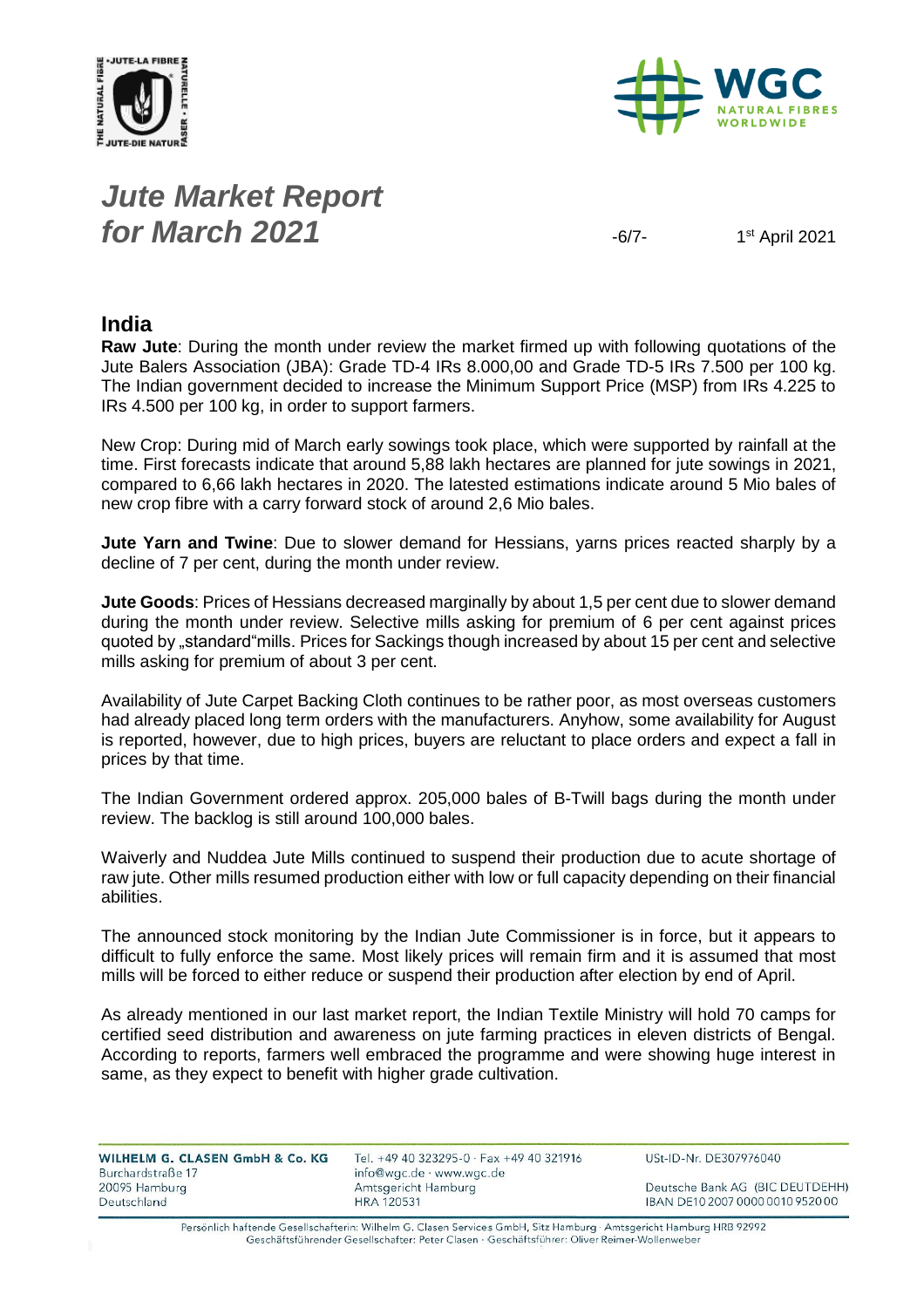# *Jute Market Report for March 2021*

1st April 2021

## India

**Raw Jute**: During the month under review the market firmed up with following quotations of the Jute Balers Association (JBA): Grade TD-4 IRs 8.000,00 and Grade TD-5 IRs 7.500 per 100 kg. The Indian government decided to increase the Minimum Support Price (MSP) from IRs 4.225 to IRs 4.500 per 100 kg, in order to support farmers.

New Crop: During mid of March early sowings took place, which were supported by rainfall at the time. First forecasts indicate that around 5,88 lakh hectares are planned for jute sowings in 2021, compared to 6,66 lakh hectares in 2020. The latested estimations indicate around 5 Mio bales of new crop fibre with a carry forward stock of around 2,6 Mio bales.

**Jute Yarn and Twine**: Due to slower demand for Hessians, yarns prices reacted sharply by a decline of 7 per cent, during the month under review.

**Jute Goods**: Prices of Hessians decreased marginally by about 1,5 per cent due to slower demand during the month under review. Selective mills asking for premium of 6 per cent against prices quoted by „standard"mills. Prices for Sackings though increased by about 15 per cent and selective mills asking for premium of about 3 per cent.

Availability of Jute Carpet Backing Cloth continues to be rather poor, as most overseas customers had already placed long term orders with the manufacturers. Anyhow, some availability for August is reported, however, due to high prices, buyers are reluctant to place orders and expect a fall in prices by that time.

The Indian Government ordered approx. 205,000 bales of B-Twill bags during the month under review. The backlog is still around 100,000 bales.

Waiverly and Nuddea Jute Mills continued to suspend their production due to acute shortage of raw jute. Other mills resumed production either with low or full capacity depending on their financial abilities.

The announced stock monitoring by the Indian Jute Commissioner is in force, but it appears to difficult to fully enforce the same. Most likely prices will remain firm and it is assumed that most mills will be forced to either reduce or suspend their production after election by end of April.

As already mentioned in our last market report, the Indian Textile Ministry will hold 70 camps for certified seed distribution and awareness on jute farming practices in eleven districts of Bengal. According to reports, farmers well embraced the programme and were showing huge interest in same, as they expect to benefit with higher grade cultivation.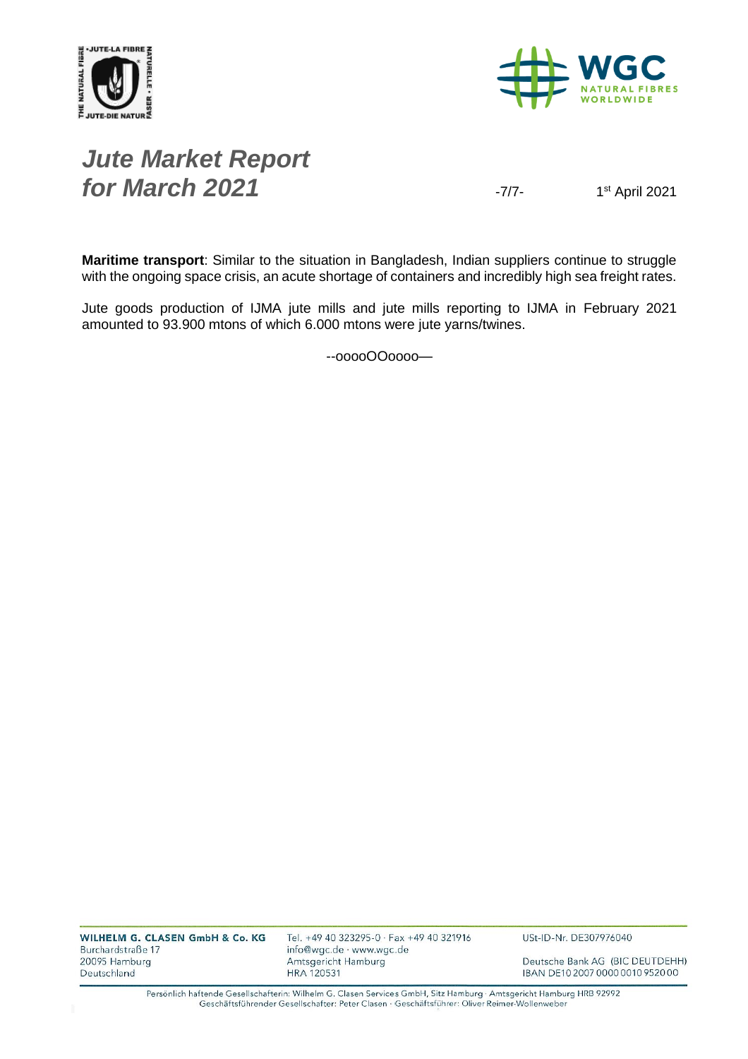**Maritime transport**: Similar to the situation in Bangladesh, Indian suppliers continue to struggle with the ongoing space crisis, an acute shortage of containers and incredibly high sea freight rates.

Jute goods production of IJMA jute mills and jute mills reporting to IJMA in February 2021 amounted to 93.900 mtons of which 6.000 mtons were jute yarns/twines.

--ooooOOoooo—